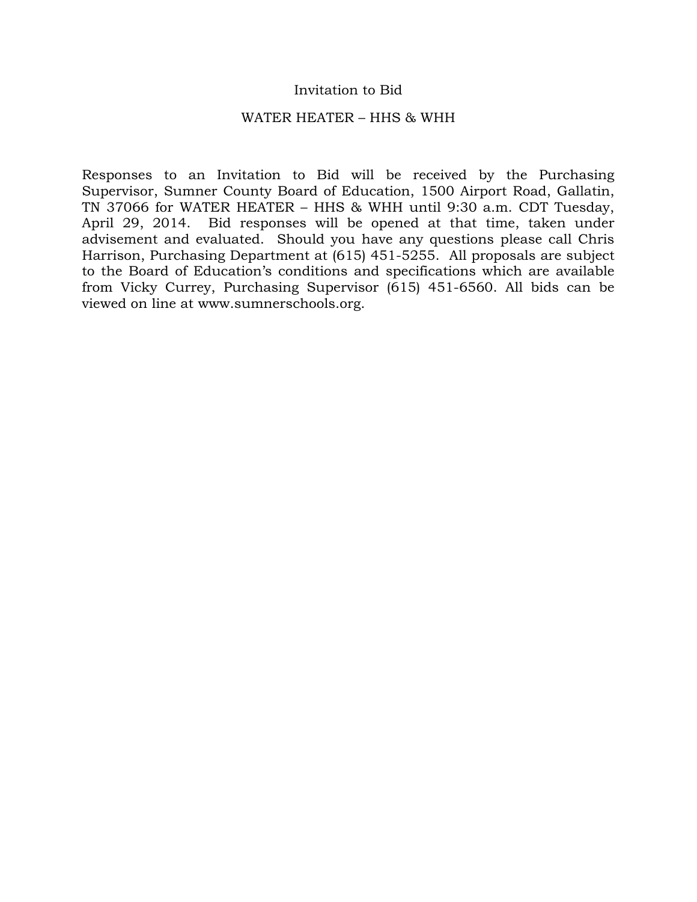# Invitation to Bid

## WATER HEATER – HHS & WHH

Responses to an Invitation to Bid will be received by the Purchasing Supervisor, Sumner County Board of Education, 1500 Airport Road, Gallatin, TN 37066 for WATER HEATER – HHS & WHH until 9:30 a.m. CDT Tuesday, April 29, 2014. Bid responses will be opened at that time, taken under advisement and evaluated. Should you have any questions please call Chris Harrison, Purchasing Department at (615) 451-5255. All proposals are subject to the Board of Education's conditions and specifications which are available from Vicky Currey, Purchasing Supervisor (615) 451-6560. All bids can be viewed on line at www.sumnerschools.org.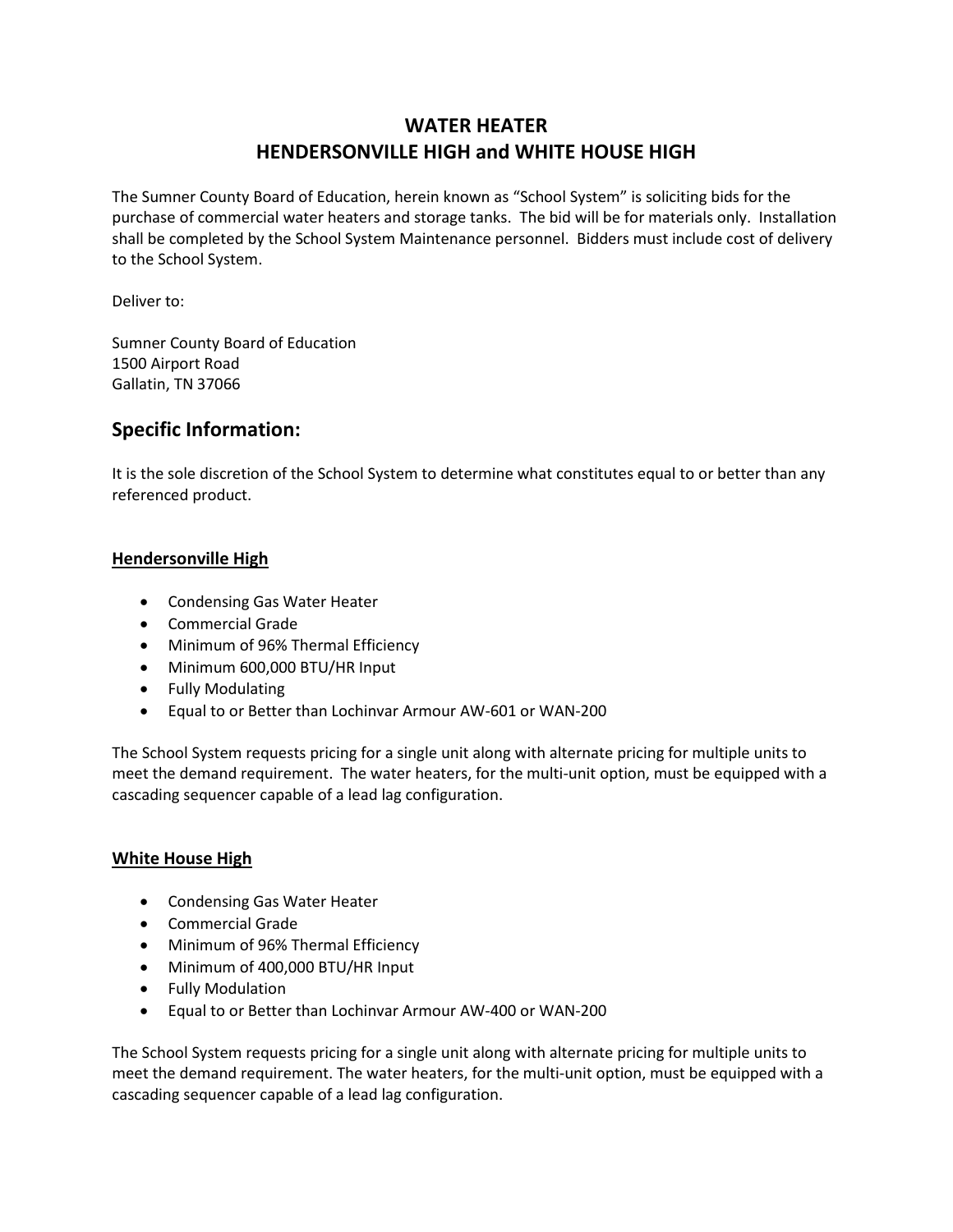# WATER HEATER
# HENDERSONVILLE HIGH and WHITE HOUSE HIGH

The Sumner County Board of Education, herein known as "School System" is soliciting bids for the purchase of commercial water heaters and storage tanks. The bid will be for materials only. Installation shall be completed by the School System Maintenance personnel. Bidders must include cost of delivery to the School System.

Deliver to:

Sumner County Board of Education
1500 Airport Road
Gallatin, TN 37066

## Specific Information:

It is the sole discretion of the School System to determine what constitutes equal to or better than any referenced product.

### Hendersonville High

- Condensing Gas Water Heater
- Commercial Grade
- Minimum of 96% Thermal Efficiency
- Minimum 600,000 BTU/HR Input
- Fully Modulating
- Equal to or Better than Lochinvar Armour AW-601 or WAN-200

The School System requests pricing for a single unit along with alternate pricing for multiple units to meet the demand requirement. The water heaters, for the multi-unit option, must be equipped with a cascading sequencer capable of a lead lag configuration.

### White House High

- Condensing Gas Water Heater
- Commercial Grade
- Minimum of 96% Thermal Efficiency
- Minimum of 400,000 BTU/HR Input
- Fully Modulation
- Equal to or Better than Lochinvar Armour AW-400 or WAN-200

The School System requests pricing for a single unit along with alternate pricing for multiple units to meet the demand requirement. The water heaters, for the multi-unit option, must be equipped with a cascading sequencer capable of a lead lag configuration.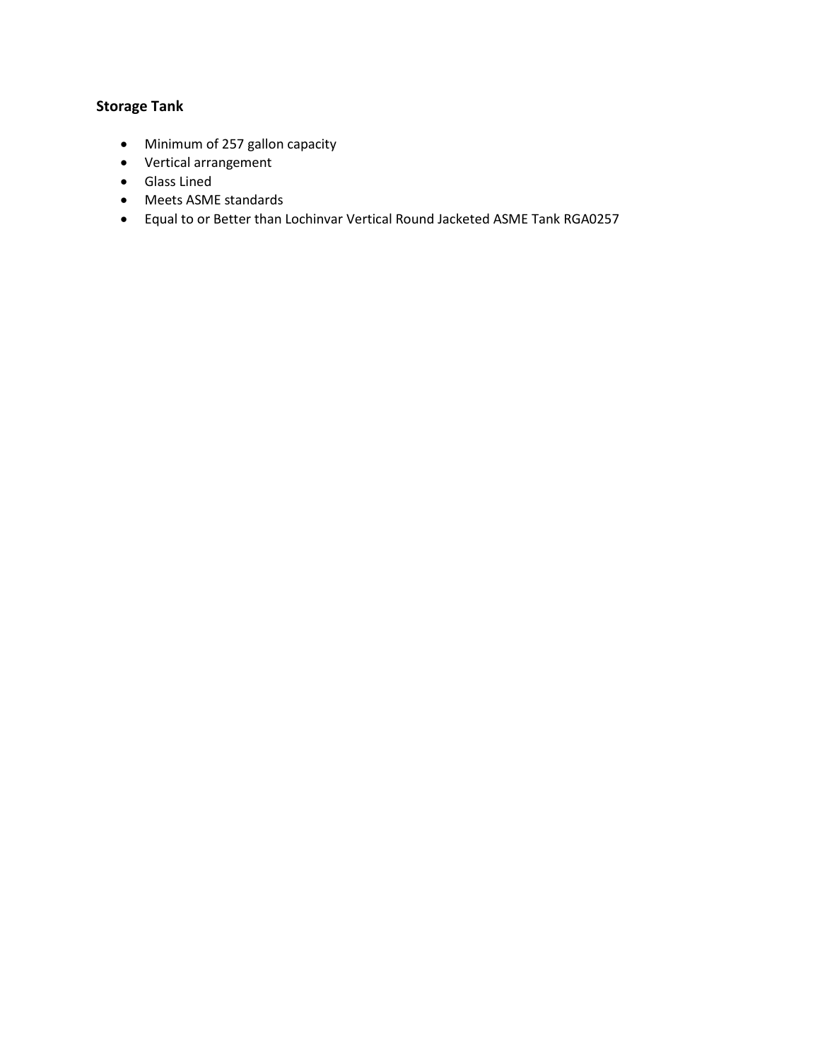### Storage Tank

- Minimum of 257 gallon capacity
- Vertical arrangement
- Glass Lined
- Meets ASME standards
- Equal to or Better than Lochinvar Vertical Round Jacketed ASME Tank RGA0257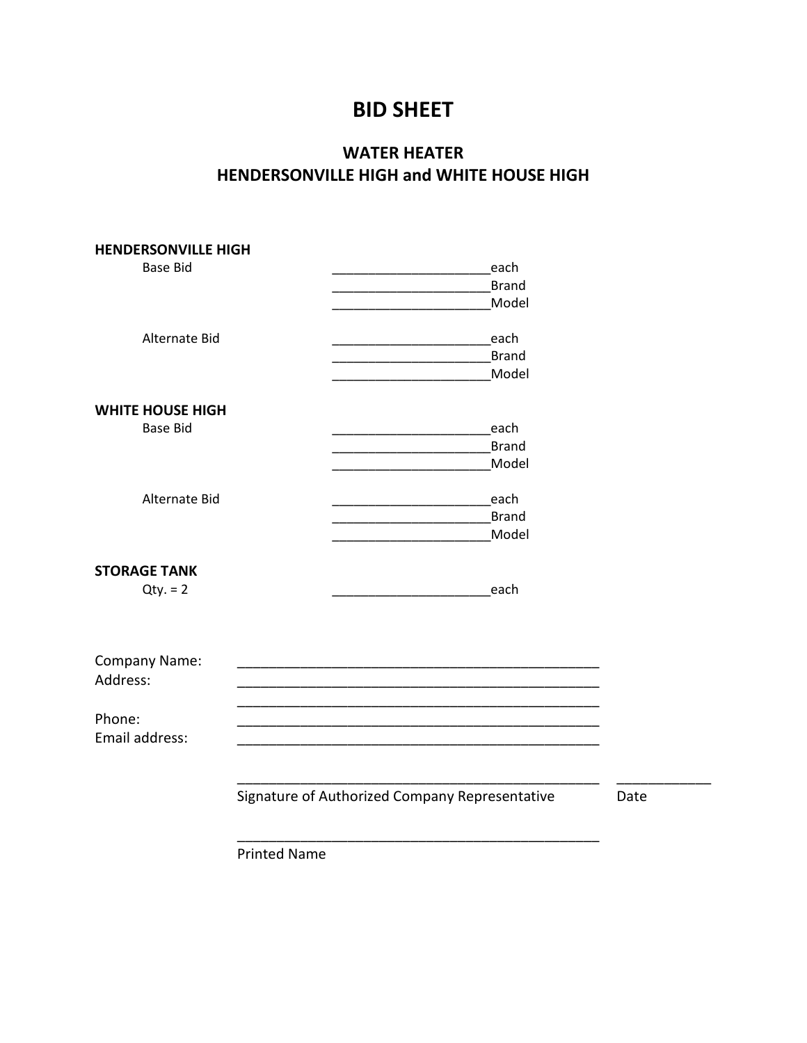# BID SHEET

## WATER HEATER
## HENDERSONVILLE HIGH and WHITE HOUSE HIGH

**HENDERSONVILLE HIGH**

Base Bid ______________________each
______________________Brand
______________________Model

Alternate Bid ______________________each
______________________Brand
______________________Model

**WHITE HOUSE HIGH**

Base Bid ______________________each
______________________Brand
______________________Model

Alternate Bid ______________________each
______________________Brand
______________________Model

**STORAGE TANK**

Qty. = 2 ______________________each

Company Name: _________________________________________________

Address: _________________________________________________

_________________________________________________

Phone: _________________________________________________

Email address: _________________________________________________

_________________________________________________ ____________

Signature of Authorized Company Representative Date

_________________________________________________

Printed Name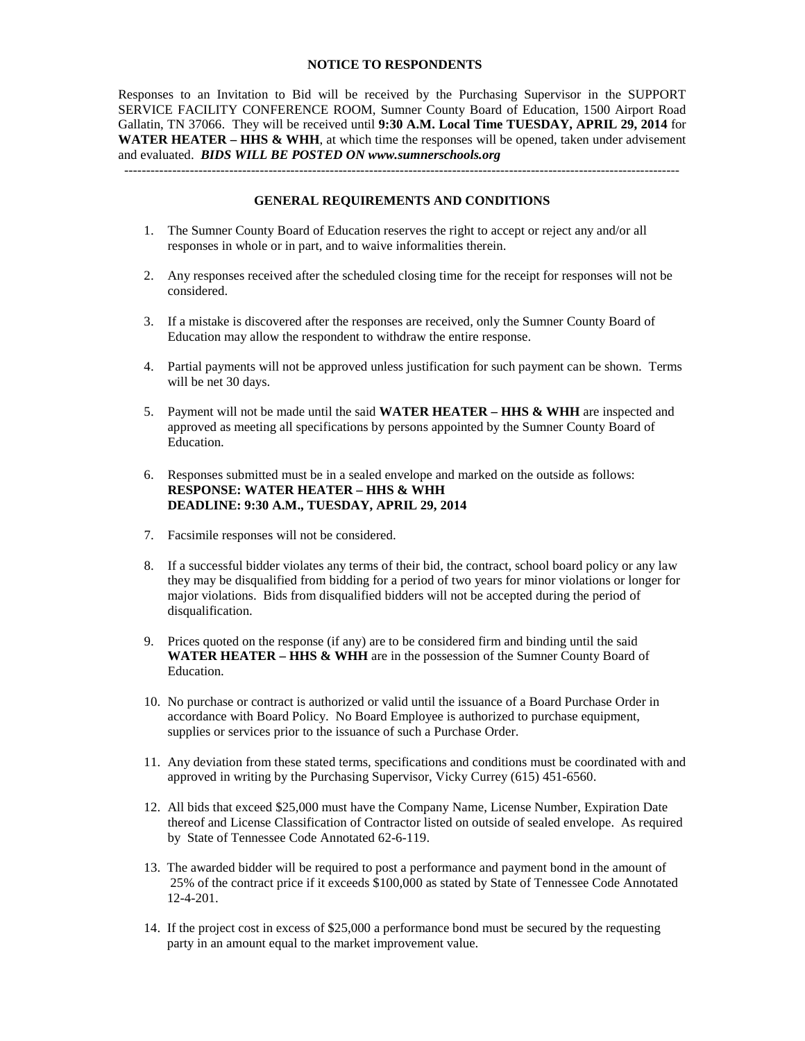**NOTICE TO RESPONDENTS**

Responses to an Invitation to Bid will be received by the Purchasing Supervisor in the SUPPORT SERVICE FACILITY CONFERENCE ROOM, Sumner County Board of Education, 1500 Airport Road Gallatin, TN 37066. They will be received until **9:30 A.M. Local Time TUESDAY, APRIL 29, 2014** for **WATER HEATER – HHS & WHH**, at which time the responses will be opened, taken under advisement and evaluated. ***BIDS WILL BE POSTED ON www.sumnerschools.org***

---

**GENERAL REQUIREMENTS AND CONDITIONS**

1. The Sumner County Board of Education reserves the right to accept or reject any and/or all responses in whole or in part, and to waive informalities therein.

2. Any responses received after the scheduled closing time for the receipt for responses will not be considered.

3. If a mistake is discovered after the responses are received, only the Sumner County Board of Education may allow the respondent to withdraw the entire response.

4. Partial payments will not be approved unless justification for such payment can be shown. Terms will be net 30 days.

5. Payment will not be made until the said **WATER HEATER – HHS & WHH** are inspected and approved as meeting all specifications by persons appointed by the Sumner County Board of Education.

6. Responses submitted must be in a sealed envelope and marked on the outside as follows:
   **RESPONSE: WATER HEATER – HHS & WHH**
   **DEADLINE: 9:30 A.M., TUESDAY, APRIL 29, 2014**

7. Facsimile responses will not be considered.

8. If a successful bidder violates any terms of their bid, the contract, school board policy or any law they may be disqualified from bidding for a period of two years for minor violations or longer for major violations. Bids from disqualified bidders will not be accepted during the period of disqualification.

9. Prices quoted on the response (if any) are to be considered firm and binding until the said **WATER HEATER – HHS & WHH** are in the possession of the Sumner County Board of Education.

10. No purchase or contract is authorized or valid until the issuance of a Board Purchase Order in accordance with Board Policy. No Board Employee is authorized to purchase equipment, supplies or services prior to the issuance of such a Purchase Order.

11. Any deviation from these stated terms, specifications and conditions must be coordinated with and approved in writing by the Purchasing Supervisor, Vicky Currey (615) 451-6560.

12. All bids that exceed $25,000 must have the Company Name, License Number, Expiration Date thereof and License Classification of Contractor listed on outside of sealed envelope. As required by State of Tennessee Code Annotated 62-6-119.

13. The awarded bidder will be required to post a performance and payment bond in the amount of 25% of the contract price if it exceeds $100,000 as stated by State of Tennessee Code Annotated 12-4-201.

14. If the project cost in excess of $25,000 a performance bond must be secured by the requesting party in an amount equal to the market improvement value.